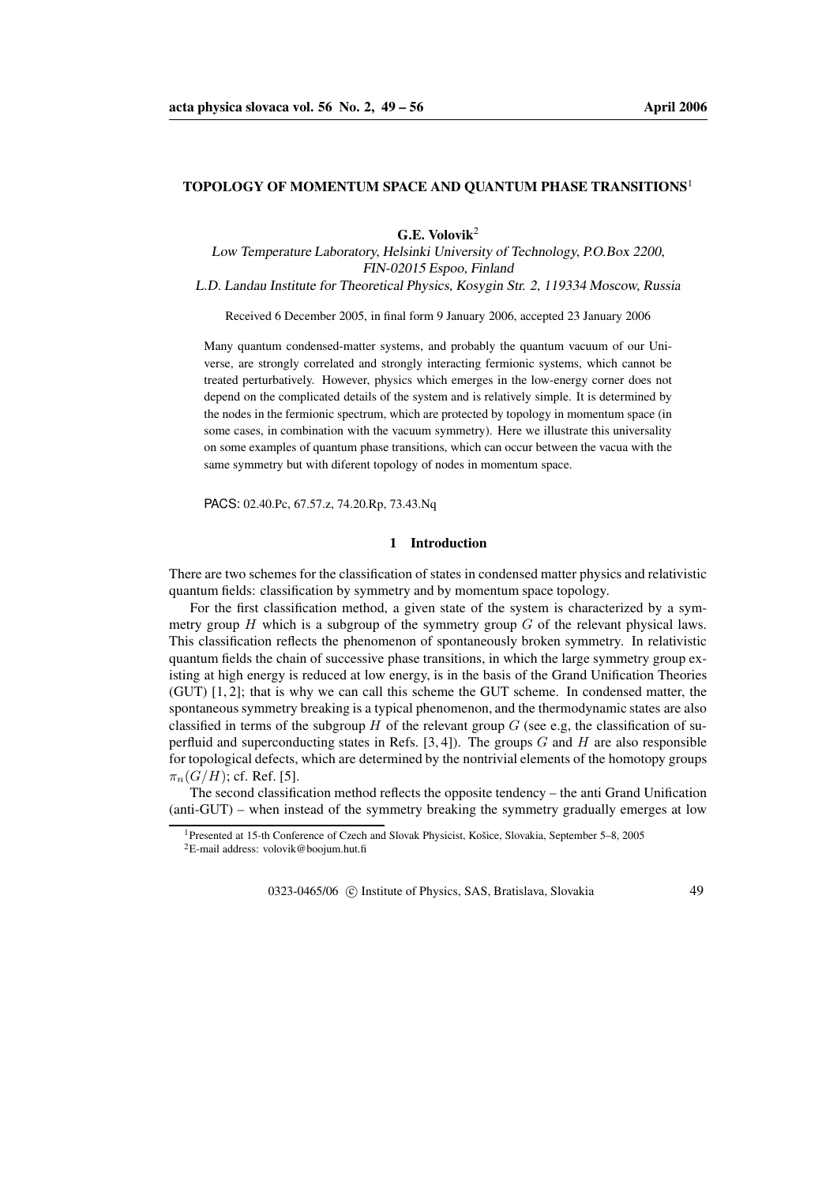# TOPOLOGY OF MOMENTUM SPACE AND QUANTUM PHASE TRANSITIONS[1]

**G.E. Volovik**[2]

*Low Temperature Laboratory, Helsinki University of Technology, P.O.Box 2200, FIN-02015 Espoo, Finland*

*L.D. Landau Institute for Theoretical Physics, Kosygin Str. 2, 119334 Moscow, Russia*

Received 6 December 2005, in final form 9 January 2006, accepted 23 January 2006

Many quantum condensed-matter systems, and probably the quantum vacuum of our Universe, are strongly correlated and strongly interacting fermionic systems, which cannot be treated perturbatively. However, physics which emerges in the low-energy corner does not depend on the complicated details of the system and is relatively simple. It is determined by the nodes in the fermionic spectrum, which are protected by topology in momentum space (in some cases, in combination with the vacuum symmetry). Here we illustrate this universality on some examples of quantum phase transitions, which can occur between the vacua with the same symmetry but with diferent topology of nodes in momentum space.

PACS: 02.40.Pc, 67.57.z, 74.20.Rp, 73.43.Nq

## 1 Introduction

There are two schemes for the classification of states in condensed matter physics and relativistic quantum fields: classification by symmetry and by momentum space topology.

For the first classification method, a given state of the system is characterized by a symmetry group $H$ which is a subgroup of the symmetry group $G$ of the relevant physical laws. This classification reflects the phenomenon of spontaneously broken symmetry. In relativistic quantum fields the chain of successive phase transitions, in which the large symmetry group existing at high energy is reduced at low energy, is in the basis of the Grand Unification Theories (GUT) [1, 2]; that is why we can call this scheme the GUT scheme. In condensed matter, the spontaneous symmetry breaking is a typical phenomenon, and the thermodynamic states are also classified in terms of the subgroup $H$ of the relevant group $G$ (see e.g, the classification of superfluid and superconducting states in Refs. [3, 4]). The groups $G$ and $H$ are also responsible for topological defects, which are determined by the nontrivial elements of the homotopy groups $\pi_n(G/H)$; cf. Ref. [5].

The second classification method reflects the opposite tendency – the anti Grand Unification (anti-GUT) – when instead of the symmetry breaking the symmetry gradually emerges at low

[1] Presented at 15-th Conference of Czech and Slovak Physicist, Košice, Slovakia, September 5–8, 2005

[2] E-mail address: volovik@boojum.hut.fi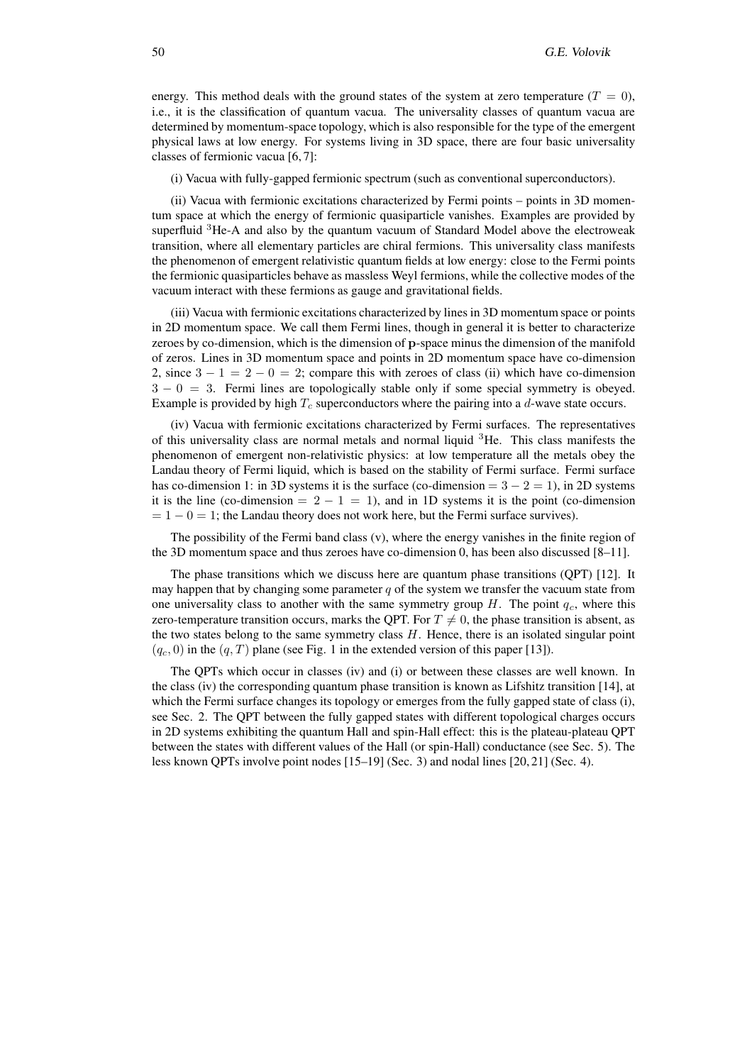energy. This method deals with the ground states of the system at zero temperature ($T = 0$), i.e., it is the classification of quantum vacua. The universality classes of quantum vacua are determined by momentum-space topology, which is also responsible for the type of the emergent physical laws at low energy. For systems living in 3D space, there are four basic universality classes of fermionic vacua [6, 7]:

(i) Vacua with fully-gapped fermionic spectrum (such as conventional superconductors).

(ii) Vacua with fermionic excitations characterized by Fermi points – points in 3D momentum space at which the energy of fermionic quasiparticle vanishes. Examples are provided by superfluid $^3$He-A and also by the quantum vacuum of Standard Model above the electroweak transition, where all elementary particles are chiral fermions. This universality class manifests the phenomenon of emergent relativistic quantum fields at low energy: close to the Fermi points the fermionic quasiparticles behave as massless Weyl fermions, while the collective modes of the vacuum interact with these fermions as gauge and gravitational fields.

(iii) Vacua with fermionic excitations characterized by lines in 3D momentum space or points in 2D momentum space. We call them Fermi lines, though in general it is better to characterize zeroes by co-dimension, which is the dimension of $\mathbf{p}$-space minus the dimension of the manifold of zeros. Lines in 3D momentum space and points in 2D momentum space have co-dimension 2, since $3 - 1 = 2 - 0 = 2$; compare this with zeroes of class (ii) which have co-dimension $3 - 0 = 3$. Fermi lines are topologically stable only if some special symmetry is obeyed. Example is provided by high $T_c$ superconductors where the pairing into a $d$-wave state occurs.

(iv) Vacua with fermionic excitations characterized by Fermi surfaces. The representatives of this universality class are normal metals and normal liquid $^3$He. This class manifests the phenomenon of emergent non-relativistic physics: at low temperature all the metals obey the Landau theory of Fermi liquid, which is based on the stability of Fermi surface. Fermi surface has co-dimension 1: in 3D systems it is the surface (co-dimension $= 3 - 2 = 1$), in 2D systems it is the line (co-dimension $= 2 - 1 = 1$), and in 1D systems it is the point (co-dimension $= 1 - 0 = 1$; the Landau theory does not work here, but the Fermi surface survives).

The possibility of the Fermi band class (v), where the energy vanishes in the finite region of the 3D momentum space and thus zeroes have co-dimension 0, has been also discussed [8–11].

The phase transitions which we discuss here are quantum phase transitions (QPT) [12]. It may happen that by changing some parameter $q$ of the system we transfer the vacuum state from one universality class to another with the same symmetry group $H$. The point $q_c$, where this zero-temperature transition occurs, marks the QPT. For $T \neq 0$, the phase transition is absent, as the two states belong to the same symmetry class $H$. Hence, there is an isolated singular point $(q_c, 0)$ in the $(q, T)$ plane (see Fig. 1 in the extended version of this paper [13]).

The QPTs which occur in classes (iv) and (i) or between these classes are well known. In the class (iv) the corresponding quantum phase transition is known as Lifshitz transition [14], at which the Fermi surface changes its topology or emerges from the fully gapped state of class (i), see Sec. 2. The QPT between the fully gapped states with different topological charges occurs in 2D systems exhibiting the quantum Hall and spin-Hall effect: this is the plateau-plateau QPT between the states with different values of the Hall (or spin-Hall) conductance (see Sec. 5). The less known QPTs involve point nodes [15–19] (Sec. 3) and nodal lines [20, 21] (Sec. 4).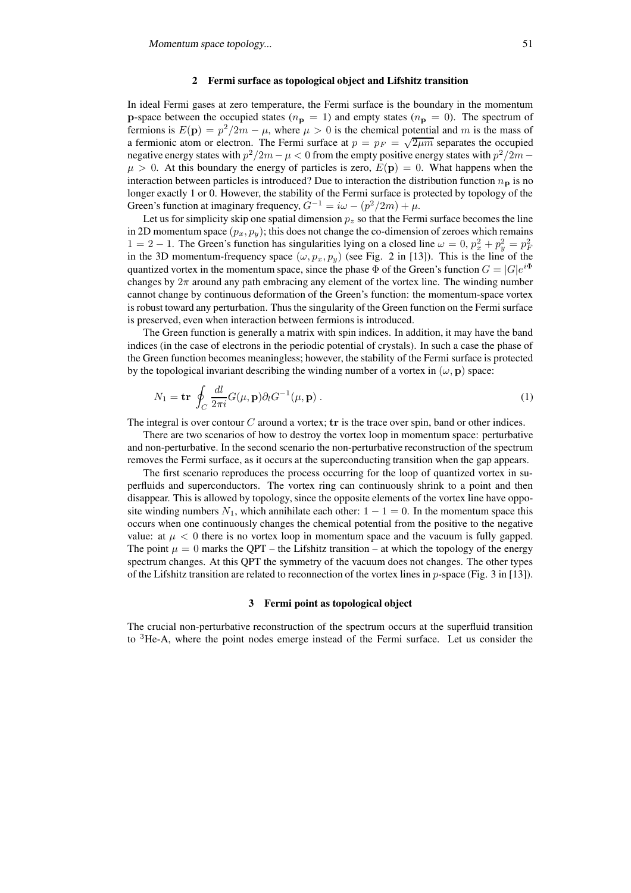## 2 Fermi surface as topological object and Lifshitz transition

In ideal Fermi gases at zero temperature, the Fermi surface is the boundary in the momentum $\mathbf{p}$-space between the occupied states ($n_{\mathbf{p}} = 1$) and empty states ($n_{\mathbf{p}} = 0$). The spectrum of fermions is $E(\mathbf{p}) = p^2/2m - \mu$, where $\mu > 0$ is the chemical potential and $m$ is the mass of a fermionic atom or electron. The Fermi surface at $p = p_F = \sqrt{2\mu m}$ separates the occupied negative energy states with $p^2/2m - \mu < 0$ from the empty positive energy states with $p^2/2m - \mu > 0$. At this boundary the energy of particles is zero, $E(\mathbf{p}) = 0$. What happens when the interaction between particles is introduced? Due to interaction the distribution function $n_{\mathbf{p}}$ is no longer exactly 1 or 0. However, the stability of the Fermi surface is protected by topology of the Green's function at imaginary frequency, $G^{-1} = i\omega - (p^2/2m) + \mu$.

Let us for simplicity skip one spatial dimension $p_z$ so that the Fermi surface becomes the line in 2D momentum space $(p_x, p_y)$; this does not change the co-dimension of zeroes which remains $1 = 2 - 1$. The Green's function has singularities lying on a closed line $\omega = 0$, $p_x^2 + p_y^2 = p_F^2$ in the 3D momentum-frequency space $(\omega, p_x, p_y)$ (see Fig. 2 in [13]). This is the line of the quantized vortex in the momentum space, since the phase $\Phi$ of the Green's function $G = |G|e^{i\Phi}$ changes by $2\pi$ around any path embracing any element of the vortex line. The winding number cannot change by continuous deformation of the Green's function: the momentum-space vortex is robust toward any perturbation. Thus the singularity of the Green function on the Fermi surface is preserved, even when interaction between fermions is introduced.

The Green function is generally a matrix with spin indices. In addition, it may have the band indices (in the case of electrons in the periodic potential of crystals). In such a case the phase of the Green function becomes meaningless; however, the stability of the Fermi surface is protected by the topological invariant describing the winding number of a vortex in $(\omega, \mathbf{p})$ space:

$$N_1 = \mathbf{tr} \oint_C \frac{dl}{2\pi i} G(\mu, \mathbf{p}) \partial_l G^{-1}(\mu, \mathbf{p}) \, . \tag{1}$$

The integral is over contour $C$ around a vortex; $\mathbf{tr}$ is the trace over spin, band or other indices.

There are two scenarios of how to destroy the vortex loop in momentum space: perturbative and non-perturbative. In the second scenario the non-perturbative reconstruction of the spectrum removes the Fermi surface, as it occurs at the superconducting transition when the gap appears.

The first scenario reproduces the process occurring for the loop of quantized vortex in superfluids and superconductors. The vortex ring can continuously shrink to a point and then disappear. This is allowed by topology, since the opposite elements of the vortex line have opposite winding numbers $N_1$, which annihilate each other: $1 - 1 = 0$. In the momentum space this occurs when one continuously changes the chemical potential from the positive to the negative value: at $\mu < 0$ there is no vortex loop in momentum space and the vacuum is fully gapped. The point $\mu = 0$ marks the QPT – the Lifshitz transition – at which the topology of the energy spectrum changes. At this QPT the symmetry of the vacuum does not changes. The other types of the Lifshitz transition are related to reconnection of the vortex lines in $p$-space (Fig. 3 in [13]).

## 3 Fermi point as topological object

The crucial non-perturbative reconstruction of the spectrum occurs at the superfluid transition to $^3$He-A, where the point nodes emerge instead of the Fermi surface. Let us consider the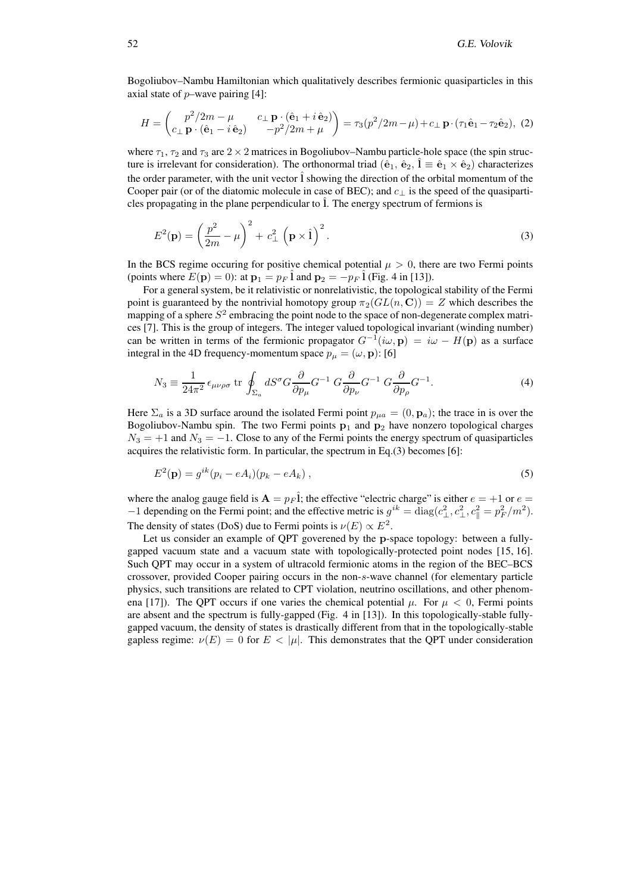Bogoliubov–Nambu Hamiltonian which qualitatively describes fermionic quasiparticles in this axial state of $p$–wave pairing [4]:

$$H = \begin{pmatrix} p^2/2m - \mu & c_\perp \, \mathbf{p} \cdot (\hat{\mathbf{e}}_1 + i\,\hat{\mathbf{e}}_2) \\ c_\perp \, \mathbf{p} \cdot (\hat{\mathbf{e}}_1 - i\,\hat{\mathbf{e}}_2) & -p^2/2m + \mu \end{pmatrix} = \tau_3 (p^2/2m - \mu) + c_\perp \, \mathbf{p} \cdot (\tau_1 \hat{\mathbf{e}}_1 - \tau_2 \hat{\mathbf{e}}_2), \quad (2)$$

where $\tau_1$, $\tau_2$ and $\tau_3$ are $2 \times 2$ matrices in Bogoliubov–Nambu particle-hole space (the spin structure is irrelevant for consideration). The orthonormal triad ($\hat{\mathbf{e}}_1$, $\hat{\mathbf{e}}_2$, $\hat{\mathbf{l}} \equiv \hat{\mathbf{e}}_1 \times \hat{\mathbf{e}}_2$) characterizes the order parameter, with the unit vector $\hat{\mathbf{l}}$ showing the direction of the orbital momentum of the Cooper pair (or of the diatomic molecule in case of BEC); and $c_\perp$ is the speed of the quasiparticles propagating in the plane perpendicular to $\hat{\mathbf{l}}$. The energy spectrum of fermions is

$$E^2(\mathbf{p}) = \left( \frac{p^2}{2m} - \mu \right)^2 + c_\perp^2 \left( \mathbf{p} \times \hat{\mathbf{l}} \right)^2 . \quad (3)$$

In the BCS regime occuring for positive chemical potential $\mu > 0$, there are two Fermi points (points where $E(\mathbf{p}) = 0$): at $\mathbf{p}_1 = p_F \, \hat{\mathbf{l}}$ and $\mathbf{p}_2 = -p_F \, \hat{\mathbf{l}}$ (Fig. 4 in [13]).

For a general system, be it relativistic or nonrelativistic, the topological stability of the Fermi point is guaranteed by the nontrivial homotopy group $\pi_2(GL(n, \mathbf{C})) = Z$ which describes the mapping of a sphere $S^2$ embracing the point node to the space of non-degenerate complex matrices [7]. This is the group of integers. The integer valued topological invariant (winding number) can be written in terms of the fermionic propagator $G^{-1}(i\omega, \mathbf{p}) = i\omega - H(\mathbf{p})$ as a surface integral in the 4D frequency-momentum space $p_\mu = (\omega, \mathbf{p})$: [6]

$$N_3 \equiv \frac{1}{24\pi^2} \, \epsilon_{\mu\nu\rho\sigma} \, \mathrm{tr} \oint_{\Sigma_a} dS^\sigma G \frac{\partial}{\partial p_\mu} G^{-1} \, G \frac{\partial}{\partial p_\nu} G^{-1} \, G \frac{\partial}{\partial p_\rho} G^{-1} . \quad (4)$$

Here $\Sigma_a$ is a 3D surface around the isolated Fermi point $p_{\mu a} = (0, \mathbf{p}_a)$; the trace in is over the Bogoliubov-Nambu spin. The two Fermi points $\mathbf{p}_1$ and $\mathbf{p}_2$ have nonzero topological charges $N_3 = +1$ and $N_3 = -1$. Close to any of the Fermi points the energy spectrum of quasiparticles acquires the relativistic form. In particular, the spectrum in Eq.(3) becomes [6]:

$$E^2(\mathbf{p}) = g^{ik}(p_i - eA_i)(p_k - eA_k) \, , \quad (5)$$

where the analog gauge field is $\mathbf{A} = p_F \hat{\mathbf{l}}$; the effective "electric charge" is either $e = +1$ or $e = -1$ depending on the Fermi point; and the effective metric is $g^{ik} = \mathrm{diag}(c_\perp^2, c_\perp^2, c_\parallel^2 = p_F^2/m^2)$. The density of states (DoS) due to Fermi points is $\nu(E) \propto E^2$.

Let us consider an example of QPT goverened by the $\mathbf{p}$-space topology: between a fully-gapped vacuum state and a vacuum state with topologically-protected point nodes [15, 16]. Such QPT may occur in a system of ultracold fermionic atoms in the region of the BEC–BCS crossover, provided Cooper pairing occurs in the non-$s$-wave channel (for elementary particle physics, such transitions are related to CPT violation, neutrino oscillations, and other phenomena [17]). The QPT occurs if one varies the chemical potential $\mu$. For $\mu < 0$, Fermi points are absent and the spectrum is fully-gapped (Fig. 4 in [13]). In this topologically-stable fully-gapped vacuum, the density of states is drastically different from that in the topologically-stable gapless regime: $\nu(E) = 0$ for $E < |\mu|$. This demonstrates that the QPT under consideration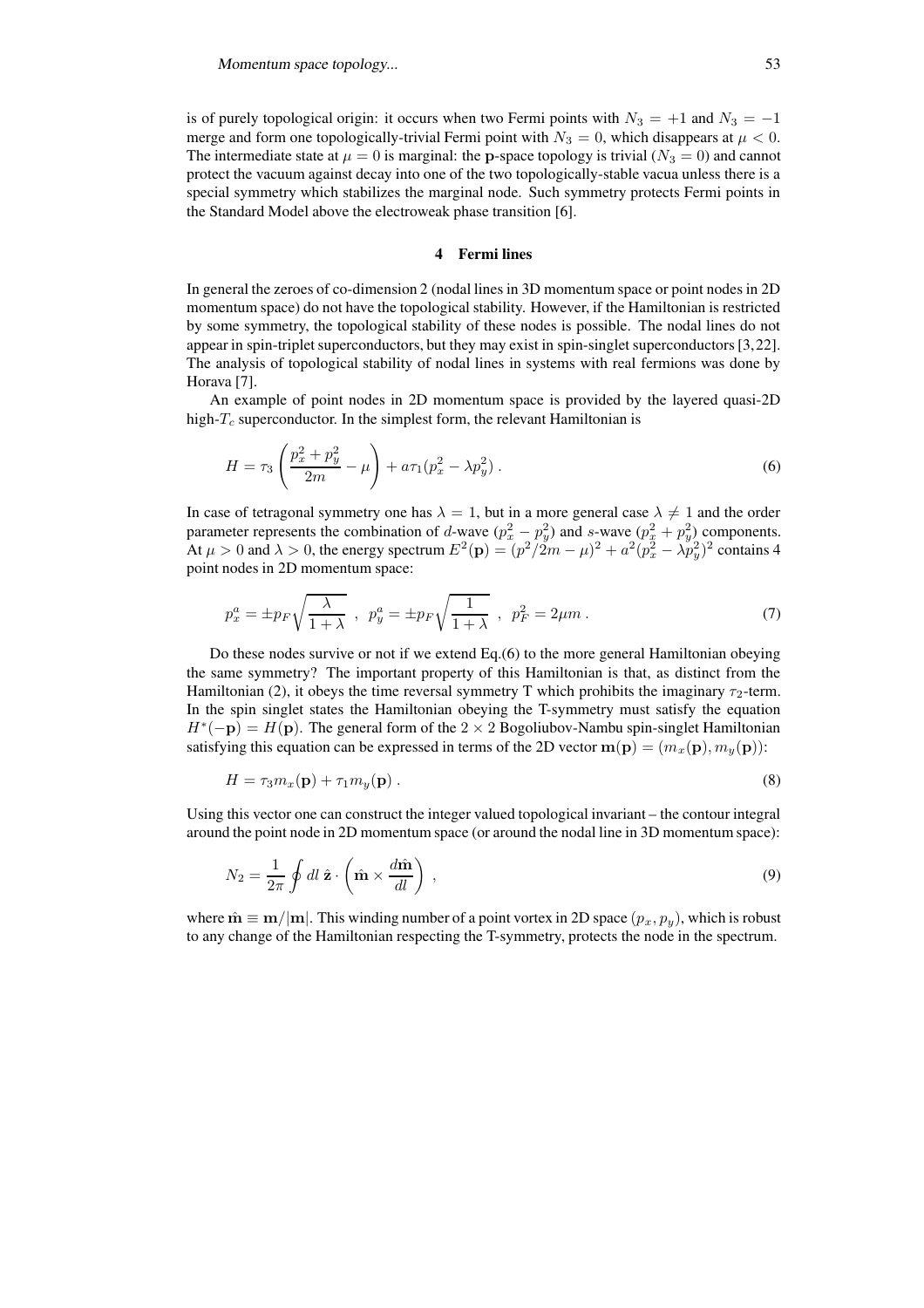is of purely topological origin: it occurs when two Fermi points with $N_3 = +1$ and $N_3 = -1$ merge and form one topologically-trivial Fermi point with $N_3 = 0$, which disappears at $\mu < 0$. The intermediate state at $\mu = 0$ is marginal: the $\mathbf{p}$-space topology is trivial ($N_3 = 0$) and cannot protect the vacuum against decay into one of the two topologically-stable vacua unless there is a special symmetry which stabilizes the marginal node. Such symmetry protects Fermi points in the Standard Model above the electroweak phase transition [6].

## 4 Fermi lines

In general the zeroes of co-dimension 2 (nodal lines in 3D momentum space or point nodes in 2D momentum space) do not have the topological stability. However, if the Hamiltonian is restricted by some symmetry, the topological stability of these nodes is possible. The nodal lines do not appear in spin-triplet superconductors, but they may exist in spin-singlet superconductors [3, 22]. The analysis of topological stability of nodal lines in systems with real fermions was done by Horava [7].

An example of point nodes in 2D momentum space is provided by the layered quasi-2D high-$T_c$ superconductor. In the simplest form, the relevant Hamiltonian is

$$H = \tau_3 \left( \frac{p_x^2 + p_y^2}{2m} - \mu \right) + a\tau_1 (p_x^2 - \lambda p_y^2) \, . \tag{6}$$

In case of tetragonal symmetry one has $\lambda = 1$, but in a more general case $\lambda \neq 1$ and the order parameter represents the combination of $d$-wave ($p_x^2 - p_y^2$) and $s$-wave ($p_x^2 + p_y^2$) components. At $\mu > 0$ and $\lambda > 0$, the energy spectrum $E^2(\mathbf{p}) = (p^2/2m - \mu)^2 + a^2(p_x^2 - \lambda p_y^2)^2$ contains 4 point nodes in 2D momentum space:

$$p_x^a = \pm p_F \sqrt{\frac{\lambda}{1+\lambda}} \ , \ \ p_y^a = \pm p_F \sqrt{\frac{1}{1+\lambda}} \ , \ \ p_F^2 = 2\mu m \, . \tag{7}$$

Do these nodes survive or not if we extend Eq.(6) to the more general Hamiltonian obeying the same symmetry? The important property of this Hamiltonian is that, as distinct from the Hamiltonian (2), it obeys the time reversal symmetry T which prohibits the imaginary $\tau_2$-term. In the spin singlet states the Hamiltonian obeying the T-symmetry must satisfy the equation $H^*(-\mathbf{p}) = H(\mathbf{p})$. The general form of the $2 \times 2$ Bogoliubov-Nambu spin-singlet Hamiltonian satisfying this equation can be expressed in terms of the 2D vector $\mathbf{m}(\mathbf{p}) = (m_x(\mathbf{p}), m_y(\mathbf{p}))$:

$$H = \tau_3 m_x(\mathbf{p}) + \tau_1 m_y(\mathbf{p}) \, . \tag{8}$$

Using this vector one can construct the integer valued topological invariant – the contour integral around the point node in 2D momentum space (or around the nodal line in 3D momentum space):

$$N_2 = \frac{1}{2\pi} \oint dl \; \hat{\mathbf{z}} \cdot \left( \hat{\mathbf{m}} \times \frac{d\hat{\mathbf{m}}}{dl} \right) \, , \tag{9}$$

where $\hat{\mathbf{m}} \equiv \mathbf{m}/|\mathbf{m}|$. This winding number of a point vortex in 2D space $(p_x, p_y)$, which is robust to any change of the Hamiltonian respecting the T-symmetry, protects the node in the spectrum.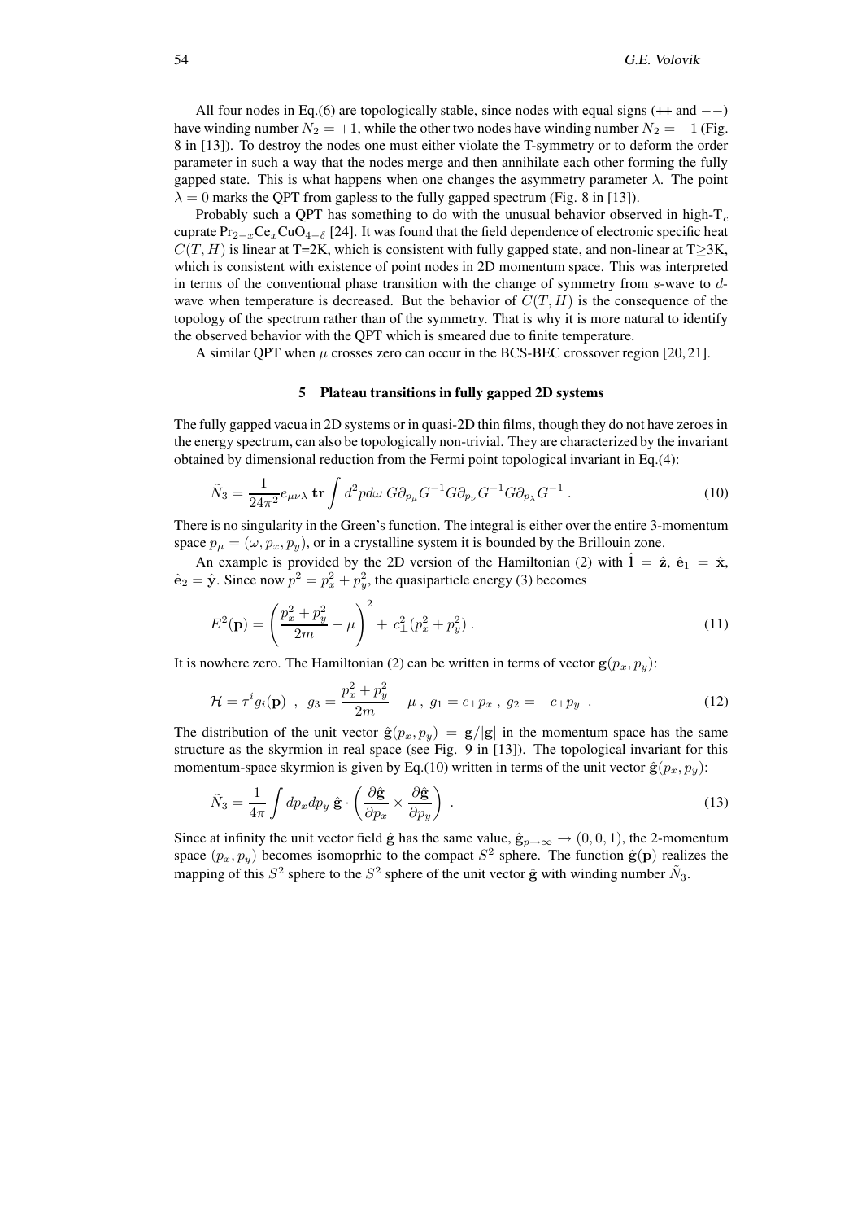All four nodes in Eq.(6) are topologically stable, since nodes with equal signs (++ and $--$) have winding number $N_2 = +1$, while the other two nodes have winding number $N_2 = -1$ (Fig. 8 in [13]). To destroy the nodes one must either violate the T-symmetry or to deform the order parameter in such a way that the nodes merge and then annihilate each other forming the fully gapped state. This is what happens when one changes the asymmetry parameter $\lambda$. The point $\lambda = 0$ marks the QPT from gapless to the fully gapped spectrum (Fig. 8 in [13]).

Probably such a QPT has something to do with the unusual behavior observed in high-$T_c$ cuprate $Pr_{2-x}Ce_xCuO_{4-\delta}$ [24]. It was found that the field dependence of electronic specific heat $C(T,H)$ is linear at T=2K, which is consistent with fully gapped state, and non-linear at T$\geq$3K, which is consistent with existence of point nodes in 2D momentum space. This was interpreted in terms of the conventional phase transition with the change of symmetry from $s$-wave to $d$-wave when temperature is decreased. But the behavior of $C(T,H)$ is the consequence of the topology of the spectrum rather than of the symmetry. That is why it is more natural to identify the observed behavior with the QPT which is smeared due to finite temperature.

A similar QPT when $\mu$ crosses zero can occur in the BCS-BEC crossover region [20, 21].

## 5 Plateau transitions in fully gapped 2D systems

The fully gapped vacua in 2D systems or in quasi-2D thin films, though they do not have zeroes in the energy spectrum, can also be topologically non-trivial. They are characterized by the invariant obtained by dimensional reduction from the Fermi point topological invariant in Eq.(4):

$$\tilde{N}_3 = \frac{1}{24\pi^2} e_{\mu\nu\lambda}\, \mathbf{tr} \int d^2p d\omega\; G\partial_{p_\mu} G^{-1} G\partial_{p_\nu} G^{-1} G\partial_{p_\lambda} G^{-1} \,. \tag{10}$$

There is no singularity in the Green's function. The integral is either over the entire 3-momentum space $p_\mu = (\omega, p_x, p_y)$, or in a crystalline system it is bounded by the Brillouin zone.

An example is provided by the 2D version of the Hamiltonian (2) with $\hat{\mathbf{l}} = \hat{\mathbf{z}}$, $\hat{\mathbf{e}}_1 = \hat{\mathbf{x}}$, $\hat{\mathbf{e}}_2 = \hat{\mathbf{y}}$. Since now $p^2 = p_x^2 + p_y^2$, the quasiparticle energy (3) becomes

$$E^2(\mathbf{p}) = \left(\frac{p_x^2 + p_y^2}{2m} - \mu\right)^2 + \, c_\perp^2 (p_x^2 + p_y^2) \,. \tag{11}$$

It is nowhere zero. The Hamiltonian (2) can be written in terms of vector $\mathbf{g}(p_x, p_y)$:

$$\mathcal{H} = \tau^i g_i(\mathbf{p}) \;\;,\;\; g_3 = \frac{p_x^2 + p_y^2}{2m} - \mu \;,\; g_1 = c_\perp p_x \;,\; g_2 = -c_\perp p_y \;\;. \tag{12}$$

The distribution of the unit vector $\hat{\mathbf{g}}(p_x, p_y) = \mathbf{g}/|\mathbf{g}|$ in the momentum space has the same structure as the skyrmion in real space (see Fig. 9 in [13]). The topological invariant for this momentum-space skyrmion is given by Eq.(10) written in terms of the unit vector $\hat{\mathbf{g}}(p_x, p_y)$:

$$\tilde{N}_3 = \frac{1}{4\pi} \int dp_x dp_y \; \hat{\mathbf{g}} \cdot \left( \frac{\partial \hat{\mathbf{g}}}{\partial p_x} \times \frac{\partial \hat{\mathbf{g}}}{\partial p_y} \right) \;. \tag{13}$$

Since at infinity the unit vector field $\hat{\mathbf{g}}$ has the same value, $\hat{\mathbf{g}}_{p\to\infty} \to (0,0,1)$, the 2-momentum space $(p_x, p_y)$ becomes isomoprhic to the compact $S^2$ sphere. The function $\hat{\mathbf{g}}(\mathbf{p})$ realizes the mapping of this $S^2$ sphere to the $S^2$ sphere of the unit vector $\hat{\mathbf{g}}$ with winding number $\tilde{N}_3$.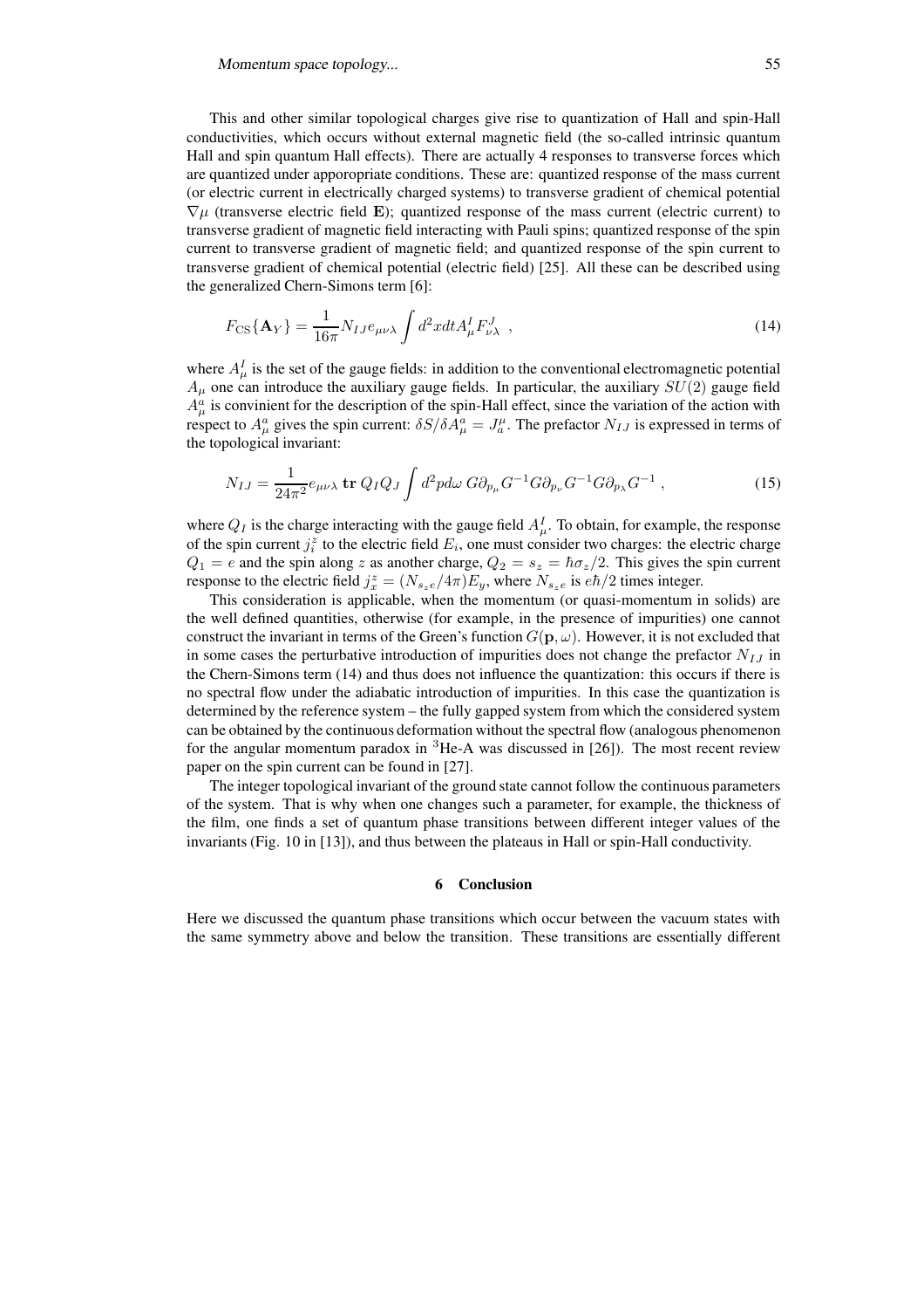This and other similar topological charges give rise to quantization of Hall and spin-Hall conductivities, which occurs without external magnetic field (the so-called intrinsic quantum Hall and spin quantum Hall effects). There are actually 4 responses to transverse forces which are quantized under apporopriate conditions. These are: quantized response of the mass current (or electric current in electrically charged systems) to transverse gradient of chemical potential $\nabla\mu$ (transverse electric field $\mathbf{E}$); quantized response of the mass current (electric current) to transverse gradient of magnetic field interacting with Pauli spins; quantized response of the spin current to transverse gradient of magnetic field; and quantized response of the spin current to transverse gradient of chemical potential (electric field) [25]. All these can be described using the generalized Chern-Simons term [6]:

$$F_{\rm CS}\{\mathbf{A}_Y\} = \frac{1}{16\pi} N_{IJ} e_{\mu\nu\lambda} \int d^2x dt A^I_\mu F^J_{\nu\lambda} \ , \tag{14}$$

where $A^I_\mu$ is the set of the gauge fields: in addition to the conventional electromagnetic potential $A_\mu$ one can introduce the auxiliary gauge fields. In particular, the auxiliary $SU(2)$ gauge field $A^a_\mu$ is convinient for the description of the spin-Hall effect, since the variation of the action with respect to $A^a_\mu$ gives the spin current: $\delta S/\delta A^a_\mu = J^\mu_a$. The prefactor $N_{IJ}$ is expressed in terms of the topological invariant:

$$N_{IJ} = \frac{1}{24\pi^2} e_{\mu\nu\lambda}\, \mathbf{tr}\, Q_I Q_J \int d^2p d\omega\, G\partial_{p_\mu} G^{-1} G\partial_{p_\nu} G^{-1} G\partial_{p_\lambda} G^{-1} \ , \tag{15}$$

where $Q_I$ is the charge interacting with the gauge field $A^I_\mu$. To obtain, for example, the response of the spin current $j^z_i$ to the electric field $E_i$, one must consider two charges: the electric charge $Q_1 = e$ and the spin along $z$ as another charge, $Q_2 = s_z = \hbar\sigma_z/2$. This gives the spin current response to the electric field $j^z_x = (N_{s_z e}/4\pi)E_y$, where $N_{s_z e}$ is $e\hbar/2$ times integer.

This consideration is applicable, when the momentum (or quasi-momentum in solids) are the well defined quantities, otherwise (for example, in the presence of impurities) one cannot construct the invariant in terms of the Green's function $G(\mathbf{p},\omega)$. However, it is not excluded that in some cases the perturbative introduction of impurities does not change the prefactor $N_{IJ}$ in the Chern-Simons term (14) and thus does not influence the quantization: this occurs if there is no spectral flow under the adiabatic introduction of impurities. In this case the quantization is determined by the reference system – the fully gapped system from which the considered system can be obtained by the continuous deformation without the spectral flow (analogous phenomenon for the angular momentum paradox in $^3$He-A was discussed in [26]). The most recent review paper on the spin current can be found in [27].

The integer topological invariant of the ground state cannot follow the continuous parameters of the system. That is why when one changes such a parameter, for example, the thickness of the film, one finds a set of quantum phase transitions between different integer values of the invariants (Fig. 10 in [13]), and thus between the plateaus in Hall or spin-Hall conductivity.

## 6 Conclusion

Here we discussed the quantum phase transitions which occur between the vacuum states with the same symmetry above and below the transition. These transitions are essentially different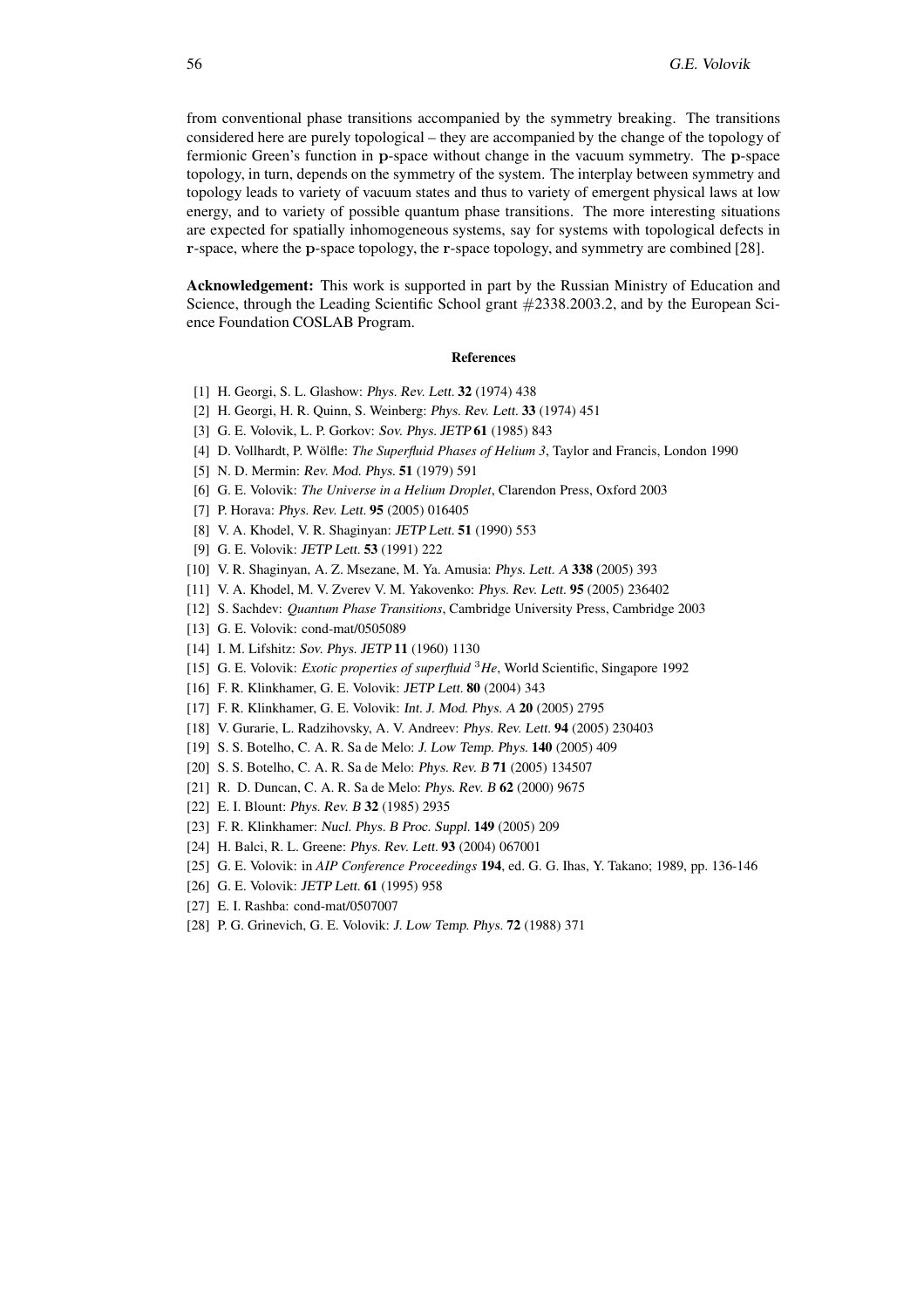from conventional phase transitions accompanied by the symmetry breaking. The transitions considered here are purely topological – they are accompanied by the change of the topology of fermionic Green's function in $\mathbf{p}$-space without change in the vacuum symmetry. The $\mathbf{p}$-space topology, in turn, depends on the symmetry of the system. The interplay between symmetry and topology leads to variety of vacuum states and thus to variety of emergent physical laws at low energy, and to variety of possible quantum phase transitions. The more interesting situations are expected for spatially inhomogeneous systems, say for systems with topological defects in $\mathbf{r}$-space, where the $\mathbf{p}$-space topology, the $\mathbf{r}$-space topology, and symmetry are combined [28].

**Acknowledgement:** This work is supported in part by the Russian Ministry of Education and Science, through the Leading Scientific School grant #2338.2003.2, and by the European Science Foundation COSLAB Program.

## References

[1] H. Georgi, S. L. Glashow: *Phys. Rev. Lett.* **32** (1974) 438

[2] H. Georgi, H. R. Quinn, S. Weinberg: *Phys. Rev. Lett.* **33** (1974) 451

[3] G. E. Volovik, L. P. Gorkov: *Sov. Phys. JETP* **61** (1985) 843

[4] D. Vollhardt, P. Wölfle: *The Superfluid Phases of Helium 3*, Taylor and Francis, London 1990

[5] N. D. Mermin: *Rev. Mod. Phys.* **51** (1979) 591

[6] G. E. Volovik: *The Universe in a Helium Droplet*, Clarendon Press, Oxford 2003

[7] P. Horava: *Phys. Rev. Lett.* **95** (2005) 016405

[8] V. A. Khodel, V. R. Shaginyan: *JETP Lett.* **51** (1990) 553

[9] G. E. Volovik: *JETP Lett.* **53** (1991) 222

[10] V. R. Shaginyan, A. Z. Msezane, M. Ya. Amusia: *Phys. Lett. A* **338** (2005) 393

[11] V. A. Khodel, M. V. Zverev V. M. Yakovenko: *Phys. Rev. Lett.* **95** (2005) 236402

[12] S. Sachdev: *Quantum Phase Transitions*, Cambridge University Press, Cambridge 2003

[13] G. E. Volovik: cond-mat/0505089

[14] I. M. Lifshitz: *Sov. Phys. JETP* **11** (1960) 1130

[15] G. E. Volovik: *Exotic properties of superfluid $^3He$*, World Scientific, Singapore 1992

[16] F. R. Klinkhamer, G. E. Volovik: *JETP Lett.* **80** (2004) 343

[17] F. R. Klinkhamer, G. E. Volovik: *Int. J. Mod. Phys. A* **20** (2005) 2795

[18] V. Gurarie, L. Radzihovsky, A. V. Andreev: *Phys. Rev. Lett.* **94** (2005) 230403

[19] S. S. Botelho, C. A. R. Sa de Melo: *J. Low Temp. Phys.* **140** (2005) 409

[20] S. S. Botelho, C. A. R. Sa de Melo: *Phys. Rev. B* **71** (2005) 134507

[21] R. D. Duncan, C. A. R. Sa de Melo: *Phys. Rev. B* **62** (2000) 9675

[22] E. I. Blount: *Phys. Rev. B* **32** (1985) 2935

[23] F. R. Klinkhamer: *Nucl. Phys. B Proc. Suppl.* **149** (2005) 209

[24] H. Balci, R. L. Greene: *Phys. Rev. Lett.* **93** (2004) 067001

[25] G. E. Volovik: in *AIP Conference Proceedings* **194**, ed. G. G. Ihas, Y. Takano; 1989, pp. 136-146

[26] G. E. Volovik: *JETP Lett.* **61** (1995) 958

[27] E. I. Rashba: cond-mat/0507007

[28] P. G. Grinevich, G. E. Volovik: *J. Low Temp. Phys.* **72** (1988) 371